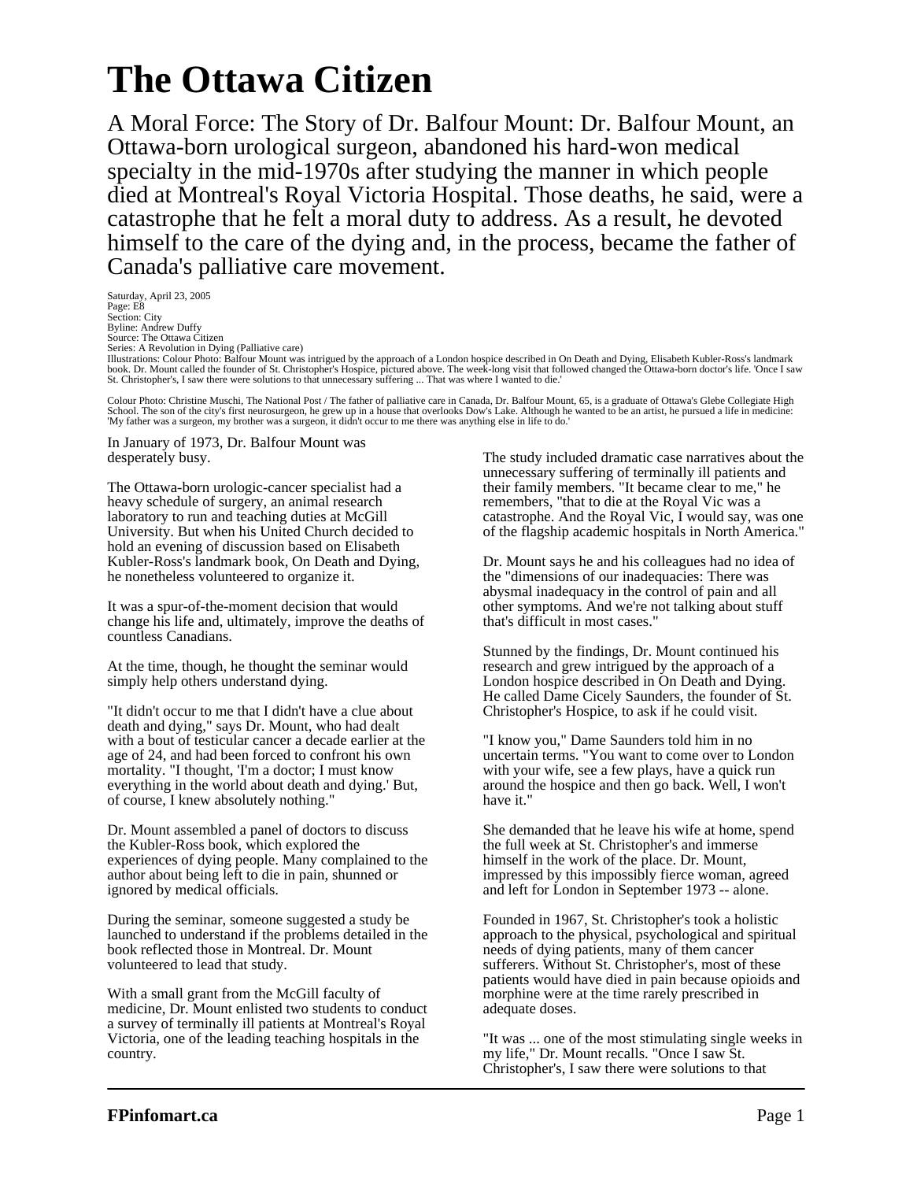# The Ottawa Citizen

## A Moral Force: The Story of Dr. Balfour Mount: Dr. Balfour Mount, an Ottawa-born urological surgeon, abandoned his hard-won medical specialty in the mid-1970s after studying the manner in which people died at Montreal's Royal Victoria Hospital. Those deaths, he said, were a catastrophe that he felt a moral duty to address. As a result, he devoted himself to the care of the dying and, in the process, became the father of Canada's palliative care movement.

Saturday, April 23, 2005
Page: E8
Section: City
Byline: Andrew Duffy
Source: The Ottawa Citizen
Series: A Revolution in Dying (Palliative care)
Illustrations: Colour Photo: Balfour Mount was intrigued by the approach of a London hospice described in On Death and Dying, Elisabeth Kubler-Ross's landmark book. Dr. Mount called the founder of St. Christopher's Hospice, pictured above. The week-long visit that followed changed the Ottawa-born doctor's life. 'Once I saw St. Christopher's, I saw there were solutions to that unnecessary suffering ... That was where I wanted to die.'

Colour Photo: Christine Muschi, The National Post / The father of palliative care in Canada, Dr. Balfour Mount, 65, is a graduate of Ottawa's Glebe Collegiate High School. The son of the city's first neurosurgeon, he grew up in a house that overlooks Dow's Lake. Although he wanted to be an artist, he pursued a life in medicine: 'My father was a surgeon, my brother was a surgeon, it didn't occur to me there was anything else in life to do.'

In January of 1973, Dr. Balfour Mount was desperately busy.

The Ottawa-born urologic-cancer specialist had a heavy schedule of surgery, an animal research laboratory to run and teaching duties at McGill University. But when his United Church decided to hold an evening of discussion based on Elisabeth Kubler-Ross's landmark book, On Death and Dying, he nonetheless volunteered to organize it.

It was a spur-of-the-moment decision that would change his life and, ultimately, improve the deaths of countless Canadians.

At the time, though, he thought the seminar would simply help others understand dying.

"It didn't occur to me that I didn't have a clue about death and dying," says Dr. Mount, who had dealt with a bout of testicular cancer a decade earlier at the age of 24, and had been forced to confront his own mortality. "I thought, 'I'm a doctor; I must know everything in the world about death and dying.' But, of course, I knew absolutely nothing."

Dr. Mount assembled a panel of doctors to discuss the Kubler-Ross book, which explored the experiences of dying people. Many complained to the author about being left to die in pain, shunned or ignored by medical officials.

During the seminar, someone suggested a study be launched to understand if the problems detailed in the book reflected those in Montreal. Dr. Mount volunteered to lead that study.

With a small grant from the McGill faculty of medicine, Dr. Mount enlisted two students to conduct a survey of terminally ill patients at Montreal's Royal Victoria, one of the leading teaching hospitals in the country.

The study included dramatic case narratives about the unnecessary suffering of terminally ill patients and their family members. "It became clear to me," he remembers, "that to die at the Royal Vic was a catastrophe. And the Royal Vic, I would say, was one of the flagship academic hospitals in North America."

Dr. Mount says he and his colleagues had no idea of the "dimensions of our inadequacies: There was abysmal inadequacy in the control of pain and all other symptoms. And we're not talking about stuff that's difficult in most cases."

Stunned by the findings, Dr. Mount continued his research and grew intrigued by the approach of a London hospice described in On Death and Dying. He called Dame Cicely Saunders, the founder of St. Christopher's Hospice, to ask if he could visit.

"I know you," Dame Saunders told him in no uncertain terms. "You want to come over to London with your wife, see a few plays, have a quick run around the hospice and then go back. Well, I won't have it."

She demanded that he leave his wife at home, spend the full week at St. Christopher's and immerse himself in the work of the place. Dr. Mount, impressed by this impossibly fierce woman, agreed and left for London in September 1973 -- alone.

Founded in 1967, St. Christopher's took a holistic approach to the physical, psychological and spiritual needs of dying patients, many of them cancer sufferers. Without St. Christopher's, most of these patients would have died in pain because opioids and morphine were at the time rarely prescribed in adequate doses.

"It was ... one of the most stimulating single weeks in my life," Dr. Mount recalls. "Once I saw St. Christopher's, I saw there were solutions to that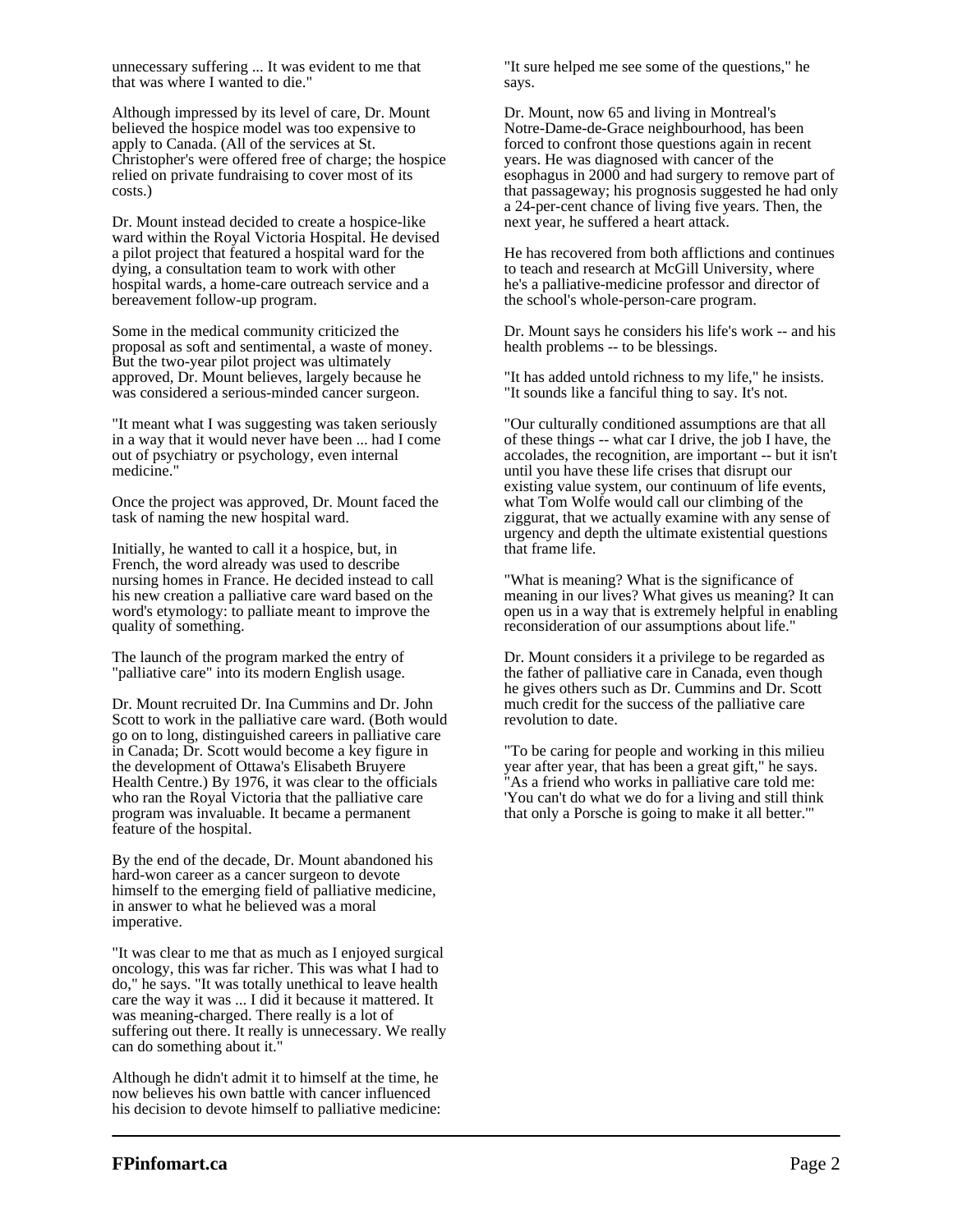unnecessary suffering ... It was evident to me that that was where I wanted to die."

Although impressed by its level of care, Dr. Mount believed the hospice model was too expensive to apply to Canada. (All of the services at St. Christopher's were offered free of charge; the hospice relied on private fundraising to cover most of its costs.)

Dr. Mount instead decided to create a hospice-like ward within the Royal Victoria Hospital. He devised a pilot project that featured a hospital ward for the dying, a consultation team to work with other hospital wards, a home-care outreach service and a bereavement follow-up program.

Some in the medical community criticized the proposal as soft and sentimental, a waste of money. But the two-year pilot project was ultimately approved, Dr. Mount believes, largely because he was considered a serious-minded cancer surgeon.

"It meant what I was suggesting was taken seriously in a way that it would never have been ... had I come out of psychiatry or psychology, even internal medicine."

Once the project was approved, Dr. Mount faced the task of naming the new hospital ward.

Initially, he wanted to call it a hospice, but, in French, the word already was used to describe nursing homes in France. He decided instead to call his new creation a palliative care ward based on the word's etymology: to palliate meant to improve the quality of something.

The launch of the program marked the entry of "palliative care" into its modern English usage.

Dr. Mount recruited Dr. Ina Cummins and Dr. John Scott to work in the palliative care ward. (Both would go on to long, distinguished careers in palliative care in Canada; Dr. Scott would become a key figure in the development of Ottawa's Elisabeth Bruyere Health Centre.) By 1976, it was clear to the officials who ran the Royal Victoria that the palliative care program was invaluable. It became a permanent feature of the hospital.

By the end of the decade, Dr. Mount abandoned his hard-won career as a cancer surgeon to devote himself to the emerging field of palliative medicine, in answer to what he believed was a moral imperative.

"It was clear to me that as much as I enjoyed surgical oncology, this was far richer. This was what I had to do," he says. "It was totally unethical to leave health care the way it was ... I did it because it mattered. It was meaning-charged. There really is a lot of suffering out there. It really is unnecessary. We really can do something about it."

Although he didn't admit it to himself at the time, he now believes his own battle with cancer influenced his decision to devote himself to palliative medicine: "It sure helped me see some of the questions," he says.

Dr. Mount, now 65 and living in Montreal's Notre-Dame-de-Grace neighbourhood, has been forced to confront those questions again in recent years. He was diagnosed with cancer of the esophagus in 2000 and had surgery to remove part of that passageway; his prognosis suggested he had only a 24-per-cent chance of living five years. Then, the next year, he suffered a heart attack.

He has recovered from both afflictions and continues to teach and research at McGill University, where he's a palliative-medicine professor and director of the school's whole-person-care program.

Dr. Mount says he considers his life's work -- and his health problems -- to be blessings.

"It has added untold richness to my life," he insists. "It sounds like a fanciful thing to say. It's not.

"Our culturally conditioned assumptions are that all of these things -- what car I drive, the job I have, the accolades, the recognition, are important -- but it isn't until you have these life crises that disrupt our existing value system, our continuum of life events, what Tom Wolfe would call our climbing of the ziggurat, that we actually examine with any sense of urgency and depth the ultimate existential questions that frame life.

"What is meaning? What is the significance of meaning in our lives? What gives us meaning? It can open us in a way that is extremely helpful in enabling reconsideration of our assumptions about life."

Dr. Mount considers it a privilege to be regarded as the father of palliative care in Canada, even though he gives others such as Dr. Cummins and Dr. Scott much credit for the success of the palliative care revolution to date.

"To be caring for people and working in this milieu year after year, that has been a great gift," he says. "As a friend who works in palliative care told me: 'You can't do what we do for a living and still think that only a Porsche is going to make it all better.'"